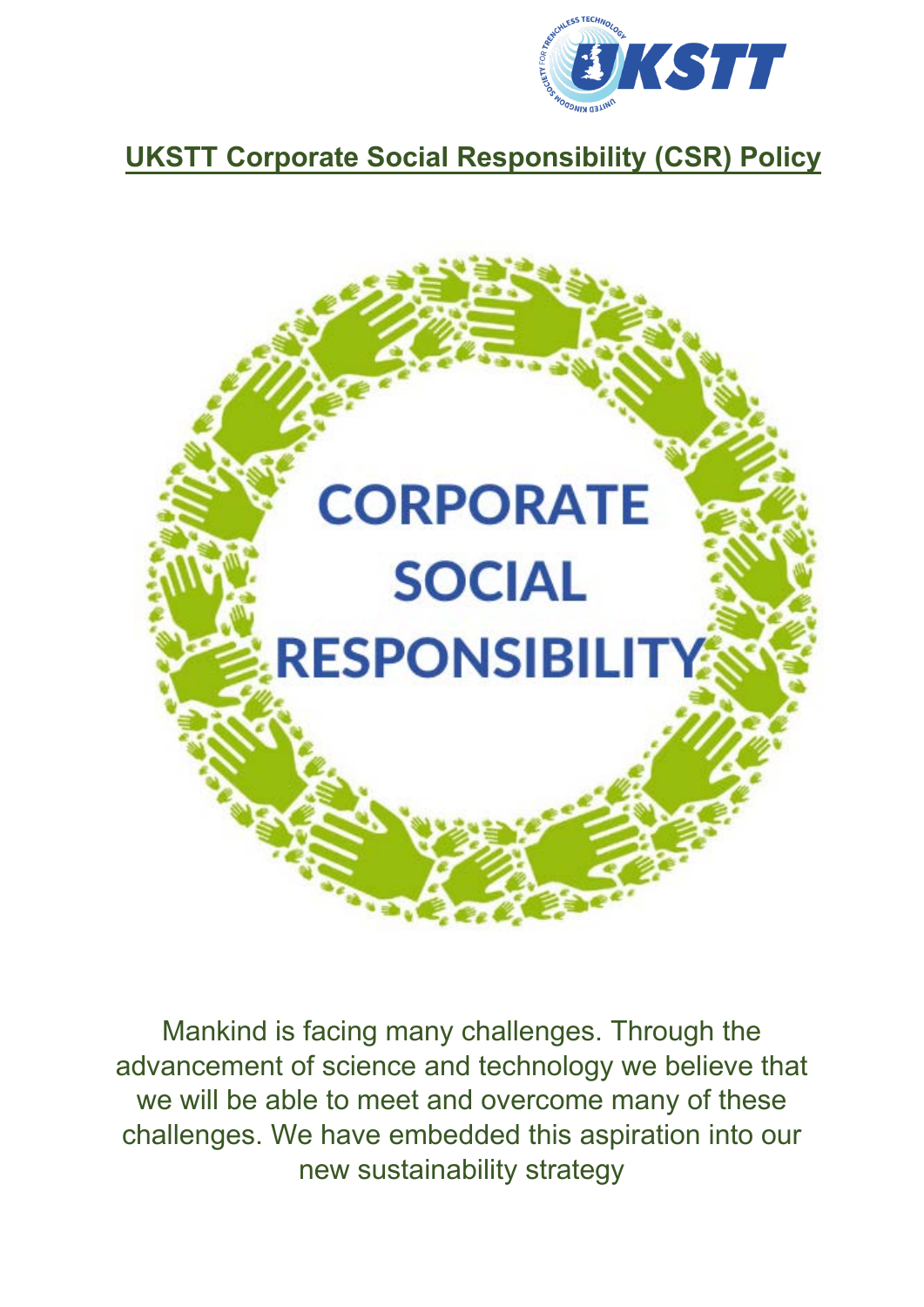# UKSTT Corporate Social Responsibility (CSR) Policy

CORPORATE SOCIAL RESPONSIBILITY

Mankind is facing many challenges. Through the advancement of science and technology we believe that we will be able to meet and overcome many of these challenges. We have embedded this aspiration into our new sustainability strategy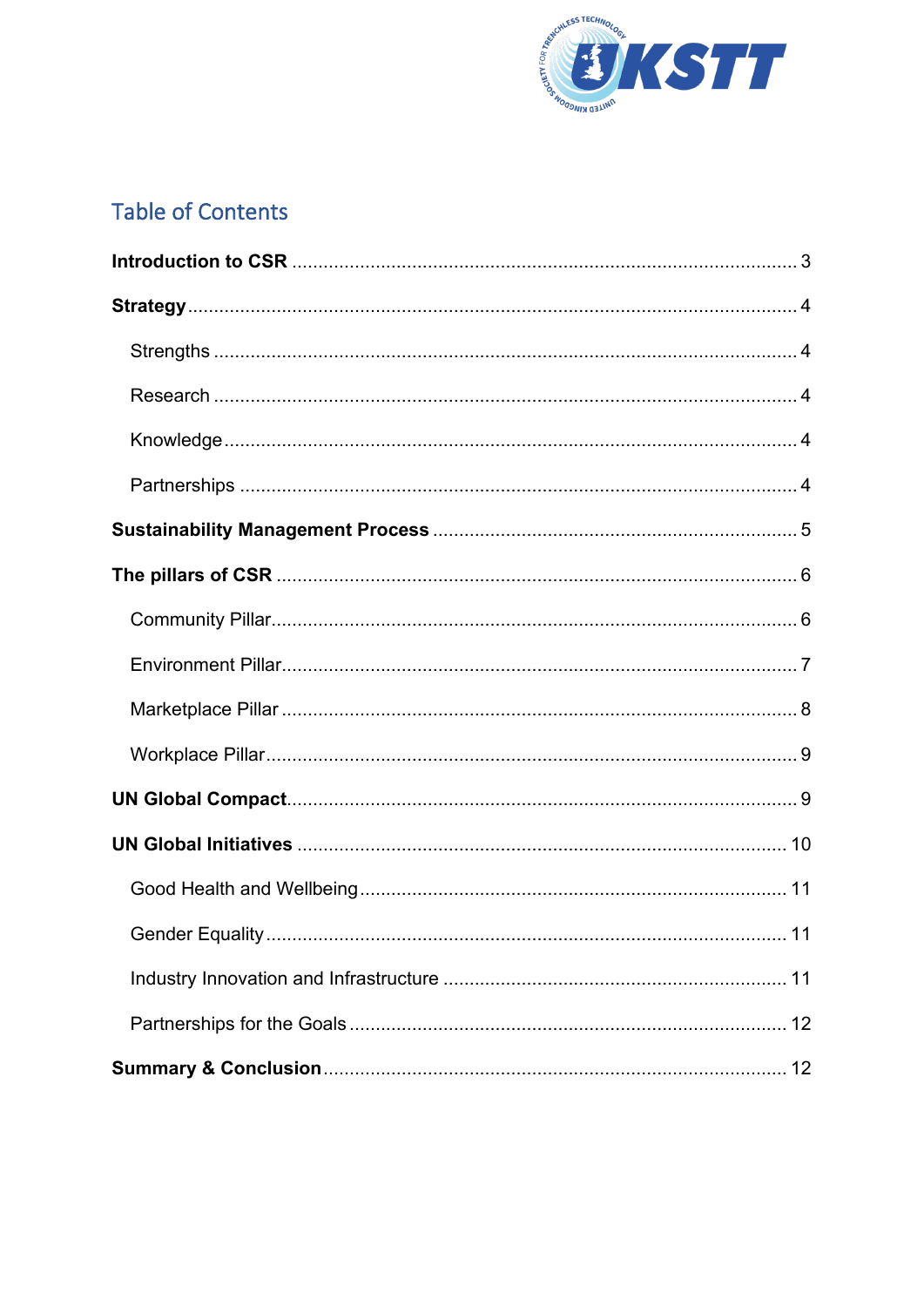## Table of Contents

**Introduction to CSR** ........................................................................................ 3

**Strategy** ........................................................................................................... 4

- Strengths ........................................................................................................ 4
- Research ......................................................................................................... 4
- Knowledge ...................................................................................................... 4
- Partnerships ................................................................................................... 4

**Sustainability Management Process** ............................................................... 5

**The pillars of CSR** ............................................................................................ 6

- Community Pillar ............................................................................................. 6
- Environment Pillar ........................................................................................... 7
- Marketplace Pillar ............................................................................................ 8
- Workplace Pillar ............................................................................................... 9

**UN Global Compact** .......................................................................................... 9

**UN Global Initiatives** ....................................................................................... 10

- Good Health and Wellbeing ............................................................................ 11
- Gender Equality .............................................................................................. 11
- Industry Innovation and Infrastructure ............................................................ 11
- Partnerships for the Goals .............................................................................. 12

**Summary & Conclusion** .................................................................................. 12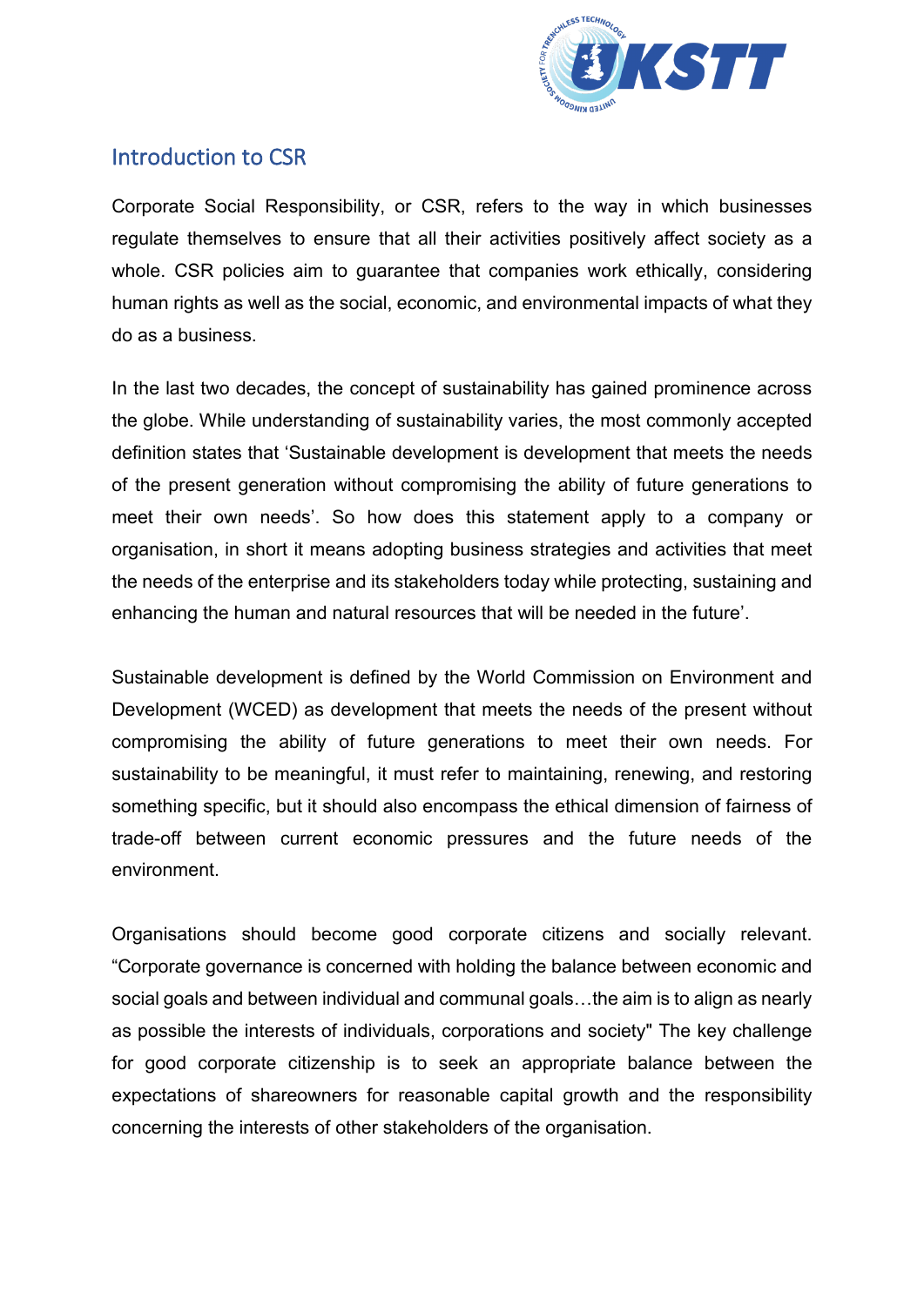## Introduction to CSR

Corporate Social Responsibility, or CSR, refers to the way in which businesses regulate themselves to ensure that all their activities positively affect society as a whole. CSR policies aim to guarantee that companies work ethically, considering human rights as well as the social, economic, and environmental impacts of what they do as a business.

In the last two decades, the concept of sustainability has gained prominence across the globe. While understanding of sustainability varies, the most commonly accepted definition states that 'Sustainable development is development that meets the needs of the present generation without compromising the ability of future generations to meet their own needs'. So how does this statement apply to a company or organisation, in short it means adopting business strategies and activities that meet the needs of the enterprise and its stakeholders today while protecting, sustaining and enhancing the human and natural resources that will be needed in the future'.

Sustainable development is defined by the World Commission on Environment and Development (WCED) as development that meets the needs of the present without compromising the ability of future generations to meet their own needs. For sustainability to be meaningful, it must refer to maintaining, renewing, and restoring something specific, but it should also encompass the ethical dimension of fairness of trade-off between current economic pressures and the future needs of the environment.

Organisations should become good corporate citizens and socially relevant. "Corporate governance is concerned with holding the balance between economic and social goals and between individual and communal goals…the aim is to align as nearly as possible the interests of individuals, corporations and society" The key challenge for good corporate citizenship is to seek an appropriate balance between the expectations of shareowners for reasonable capital growth and the responsibility concerning the interests of other stakeholders of the organisation.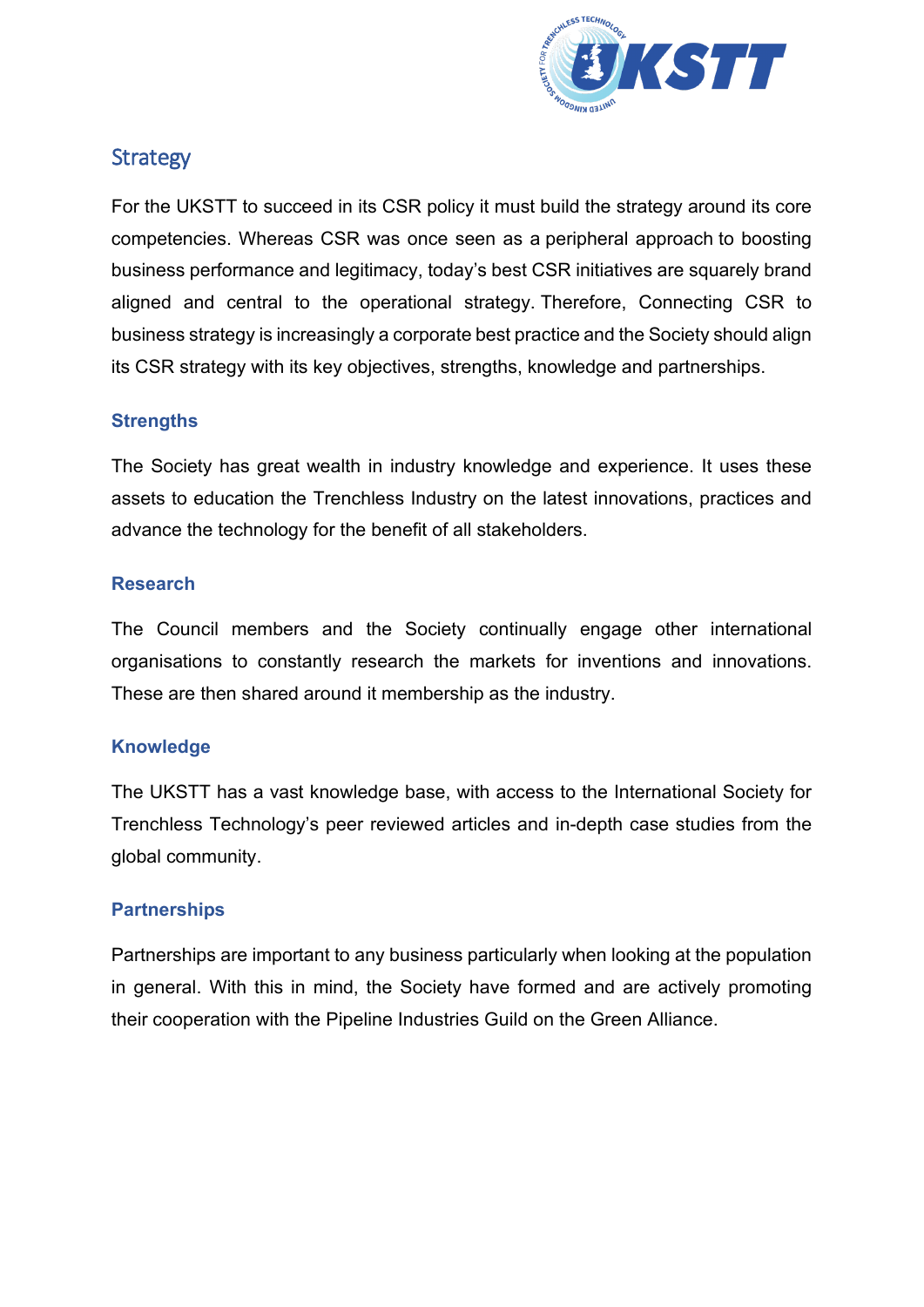## Strategy

For the UKSTT to succeed in its CSR policy it must build the strategy around its core competencies. Whereas CSR was once seen as a peripheral approach to boosting business performance and legitimacy, today's best CSR initiatives are squarely brand aligned and central to the operational strategy. Therefore, Connecting CSR to business strategy is increasingly a corporate best practice and the Society should align its CSR strategy with its key objectives, strengths, knowledge and partnerships.

### Strengths

The Society has great wealth in industry knowledge and experience. It uses these assets to education the Trenchless Industry on the latest innovations, practices and advance the technology for the benefit of all stakeholders.

### Research

The Council members and the Society continually engage other international organisations to constantly research the markets for inventions and innovations. These are then shared around it membership as the industry.

### Knowledge

The UKSTT has a vast knowledge base, with access to the International Society for Trenchless Technology's peer reviewed articles and in-depth case studies from the global community.

### Partnerships

Partnerships are important to any business particularly when looking at the population in general. With this in mind, the Society have formed and are actively promoting their cooperation with the Pipeline Industries Guild on the Green Alliance.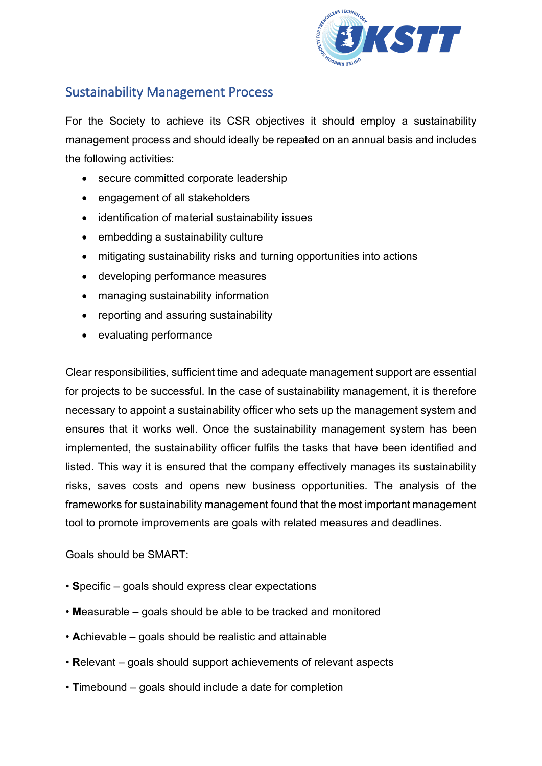## Sustainability Management Process

For the Society to achieve its CSR objectives it should employ a sustainability management process and should ideally be repeated on an annual basis and includes the following activities:

- secure committed corporate leadership
- engagement of all stakeholders
- identification of material sustainability issues
- embedding a sustainability culture
- mitigating sustainability risks and turning opportunities into actions
- developing performance measures
- managing sustainability information
- reporting and assuring sustainability
- evaluating performance

Clear responsibilities, sufficient time and adequate management support are essential for projects to be successful. In the case of sustainability management, it is therefore necessary to appoint a sustainability officer who sets up the management system and ensures that it works well. Once the sustainability management system has been implemented, the sustainability officer fulfils the tasks that have been identified and listed. This way it is ensured that the company effectively manages its sustainability risks, saves costs and opens new business opportunities. The analysis of the frameworks for sustainability management found that the most important management tool to promote improvements are goals with related measures and deadlines.

Goals should be SMART:

- **S**pecific – goals should express clear expectations
- **M**easurable – goals should be able to be tracked and monitored
- **A**chievable – goals should be realistic and attainable
- **R**elevant – goals should support achievements of relevant aspects
- **T**imebound – goals should include a date for completion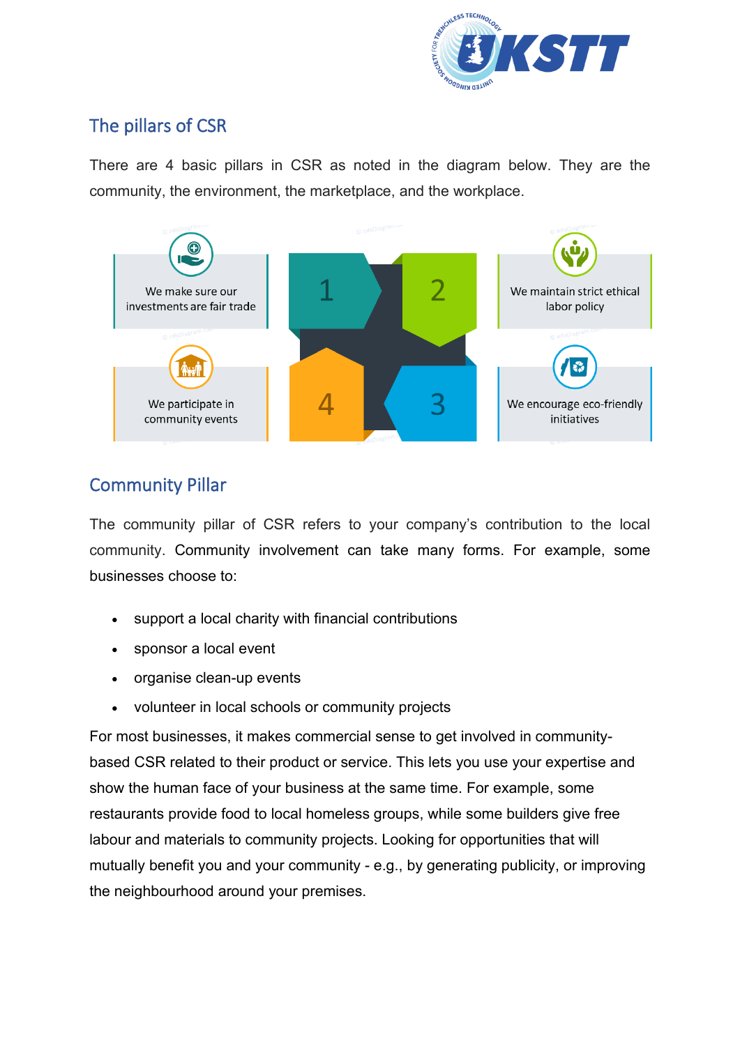## The pillars of CSR

There are 4 basic pillars in CSR as noted in the diagram below. They are the community, the environment, the marketplace, and the workplace.

We make sure our investments are fair trade

1

2

We maintain strict ethical labor policy

We participate in community events

4

3

We encourage eco-friendly initiatives

## Community Pillar

The community pillar of CSR refers to your company's contribution to the local community. Community involvement can take many forms. For example, some businesses choose to:

- support a local charity with financial contributions
- sponsor a local event
- organise clean-up events
- volunteer in local schools or community projects

For most businesses, it makes commercial sense to get involved in community-based CSR related to their product or service. This lets you use your expertise and show the human face of your business at the same time. For example, some restaurants provide food to local homeless groups, while some builders give free labour and materials to community projects. Looking for opportunities that will mutually benefit you and your community - e.g., by generating publicity, or improving the neighbourhood around your premises.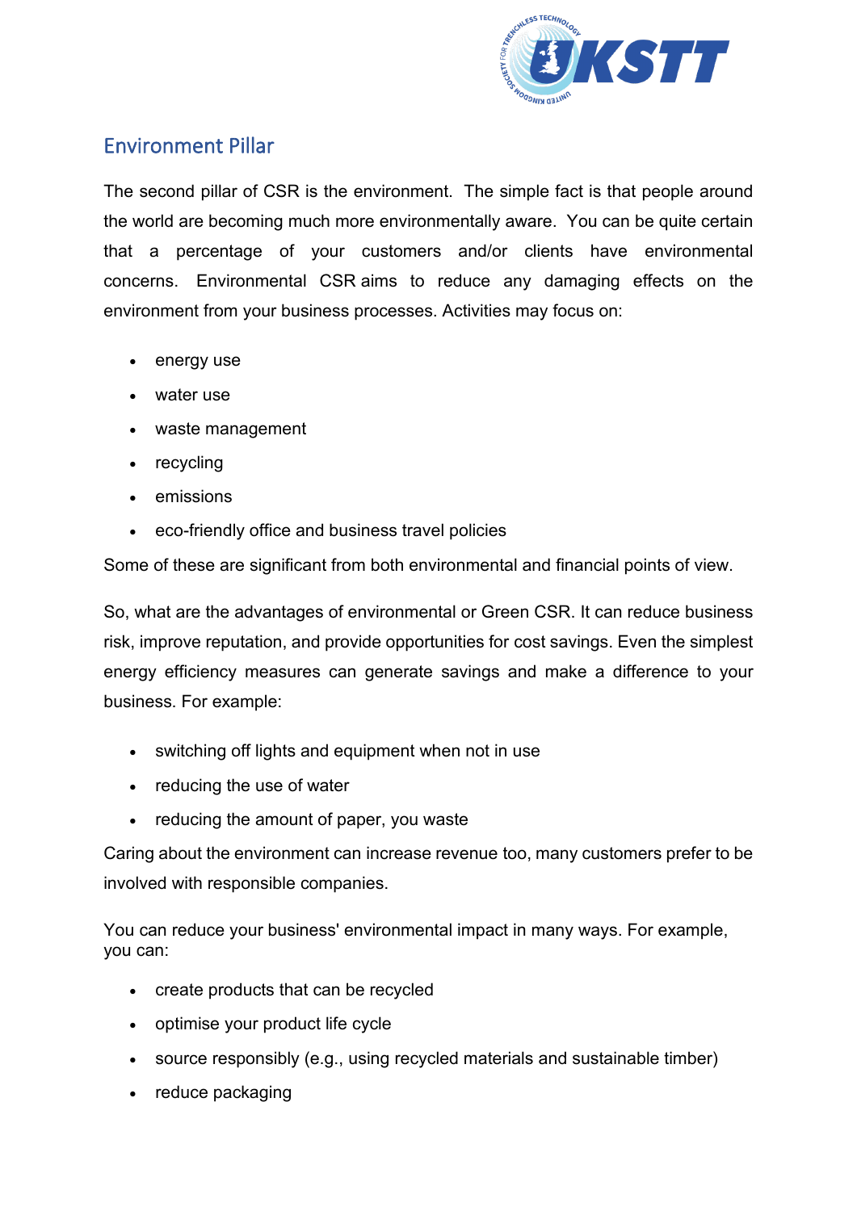## Environment Pillar

The second pillar of CSR is the environment. The simple fact is that people around the world are becoming much more environmentally aware. You can be quite certain that a percentage of your customers and/or clients have environmental concerns. Environmental CSR aims to reduce any damaging effects on the environment from your business processes. Activities may focus on:

- energy use
- water use
- waste management
- recycling
- emissions
- eco-friendly office and business travel policies

Some of these are significant from both environmental and financial points of view.

So, what are the advantages of environmental or Green CSR. It can reduce business risk, improve reputation, and provide opportunities for cost savings. Even the simplest energy efficiency measures can generate savings and make a difference to your business. For example:

- switching off lights and equipment when not in use
- reducing the use of water
- reducing the amount of paper, you waste

Caring about the environment can increase revenue too, many customers prefer to be involved with responsible companies.

You can reduce your business' environmental impact in many ways. For example, you can:

- create products that can be recycled
- optimise your product life cycle
- source responsibly (e.g., using recycled materials and sustainable timber)
- reduce packaging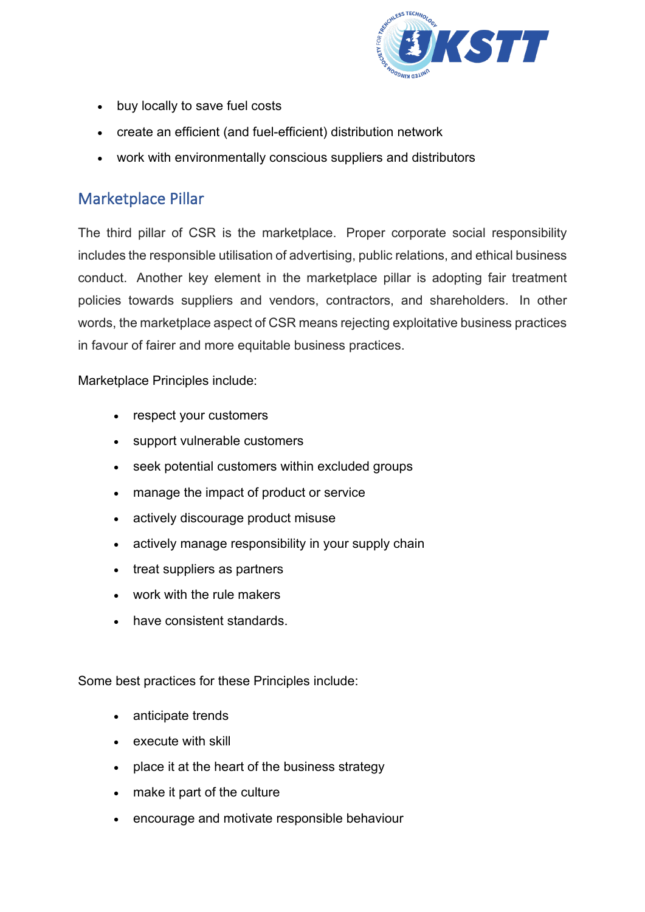- buy locally to save fuel costs
- create an efficient (and fuel-efficient) distribution network
- work with environmentally conscious suppliers and distributors

## Marketplace Pillar

The third pillar of CSR is the marketplace. Proper corporate social responsibility includes the responsible utilisation of advertising, public relations, and ethical business conduct. Another key element in the marketplace pillar is adopting fair treatment policies towards suppliers and vendors, contractors, and shareholders. In other words, the marketplace aspect of CSR means rejecting exploitative business practices in favour of fairer and more equitable business practices.

Marketplace Principles include:

- respect your customers
- support vulnerable customers
- seek potential customers within excluded groups
- manage the impact of product or service
- actively discourage product misuse
- actively manage responsibility in your supply chain
- treat suppliers as partners
- work with the rule makers
- have consistent standards.

Some best practices for these Principles include:

- anticipate trends
- execute with skill
- place it at the heart of the business strategy
- make it part of the culture
- encourage and motivate responsible behaviour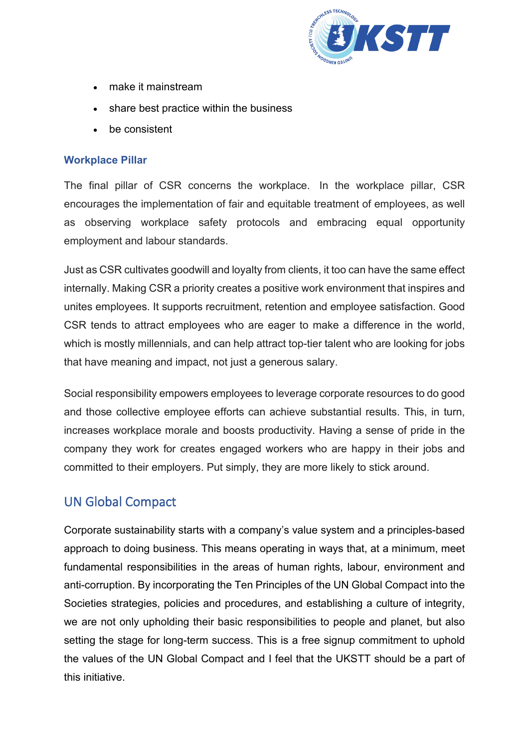- make it mainstream
- share best practice within the business
- be consistent

### Workplace Pillar

The final pillar of CSR concerns the workplace. In the workplace pillar, CSR encourages the implementation of fair and equitable treatment of employees, as well as observing workplace safety protocols and embracing equal opportunity employment and labour standards.

Just as CSR cultivates goodwill and loyalty from clients, it too can have the same effect internally. Making CSR a priority creates a positive work environment that inspires and unites employees. It supports recruitment, retention and employee satisfaction. Good CSR tends to attract employees who are eager to make a difference in the world, which is mostly millennials, and can help attract top-tier talent who are looking for jobs that have meaning and impact, not just a generous salary.

Social responsibility empowers employees to leverage corporate resources to do good and those collective employee efforts can achieve substantial results. This, in turn, increases workplace morale and boosts productivity. Having a sense of pride in the company they work for creates engaged workers who are happy in their jobs and committed to their employers. Put simply, they are more likely to stick around.

## UN Global Compact

Corporate sustainability starts with a company's value system and a principles-based approach to doing business. This means operating in ways that, at a minimum, meet fundamental responsibilities in the areas of human rights, labour, environment and anti-corruption. By incorporating the Ten Principles of the UN Global Compact into the Societies strategies, policies and procedures, and establishing a culture of integrity, we are not only upholding their basic responsibilities to people and planet, but also setting the stage for long-term success. This is a free signup commitment to uphold the values of the UN Global Compact and I feel that the UKSTT should be a part of this initiative.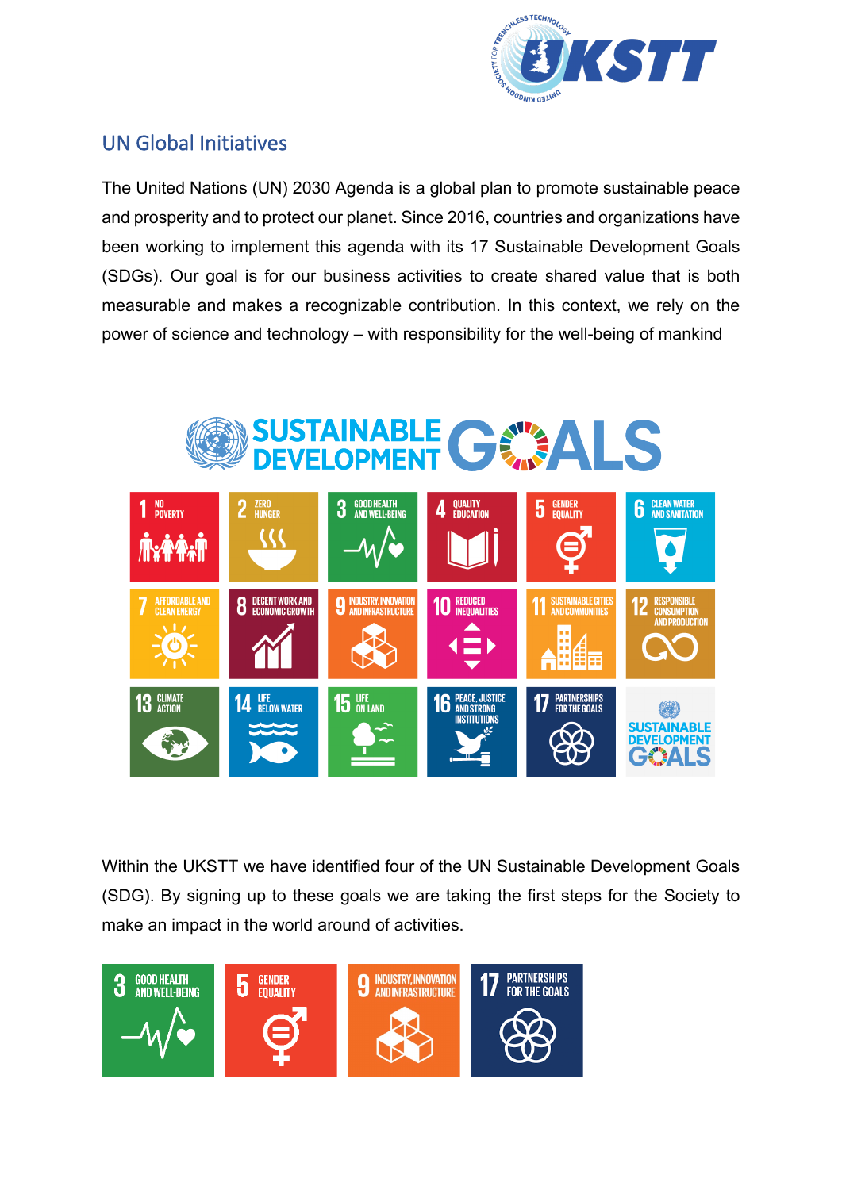## UN Global Initiatives

The United Nations (UN) 2030 Agenda is a global plan to promote sustainable peace and prosperity and to protect our planet. Since 2016, countries and organizations have been working to implement this agenda with its 17 Sustainable Development Goals (SDGs). Our goal is for our business activities to create shared value that is both measurable and makes a recognizable contribution. In this context, we rely on the power of science and technology – with responsibility for the well-being of mankind

Within the UKSTT we have identified four of the UN Sustainable Development Goals (SDG). By signing up to these goals we are taking the first steps for the Society to make an impact in the world around of activities.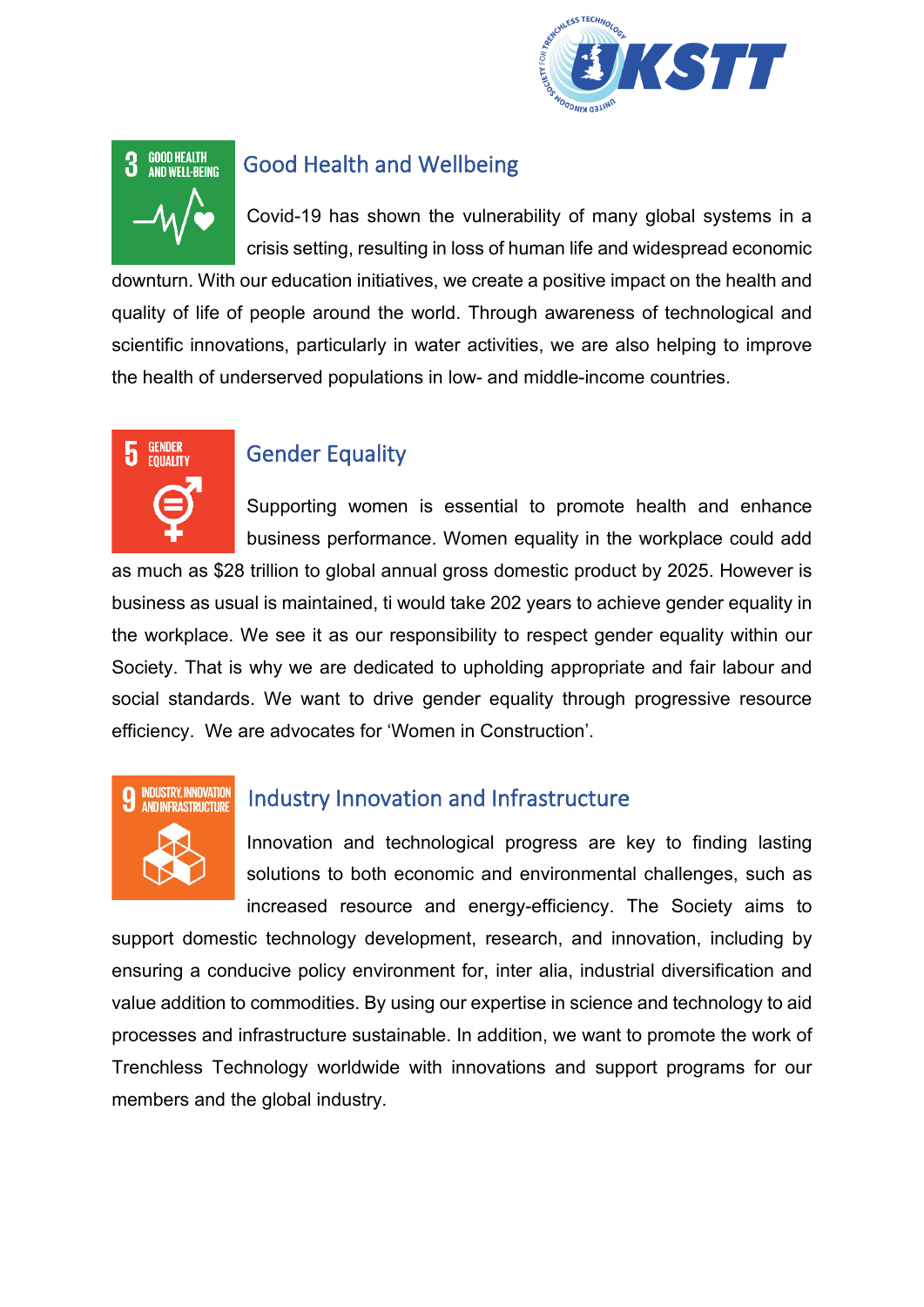## Good Health and Wellbeing

Covid-19 has shown the vulnerability of many global systems in a crisis setting, resulting in loss of human life and widespread economic downturn. With our education initiatives, we create a positive impact on the health and quality of life of people around the world. Through awareness of technological and scientific innovations, particularly in water activities, we are also helping to improve the health of underserved populations in low- and middle-income countries.

## Gender Equality

Supporting women is essential to promote health and enhance business performance. Women equality in the workplace could add as much as $28 trillion to global annual gross domestic product by 2025. However is business as usual is maintained, ti would take 202 years to achieve gender equality in the workplace. We see it as our responsibility to respect gender equality within our Society. That is why we are dedicated to upholding appropriate and fair labour and social standards. We want to drive gender equality through progressive resource efficiency. We are advocates for 'Women in Construction'.

## Industry Innovation and Infrastructure

Innovation and technological progress are key to finding lasting solutions to both economic and environmental challenges, such as increased resource and energy-efficiency. The Society aims to support domestic technology development, research, and innovation, including by ensuring a conducive policy environment for, inter alia, industrial diversification and value addition to commodities. By using our expertise in science and technology to aid processes and infrastructure sustainable. In addition, we want to promote the work of Trenchless Technology worldwide with innovations and support programs for our members and the global industry.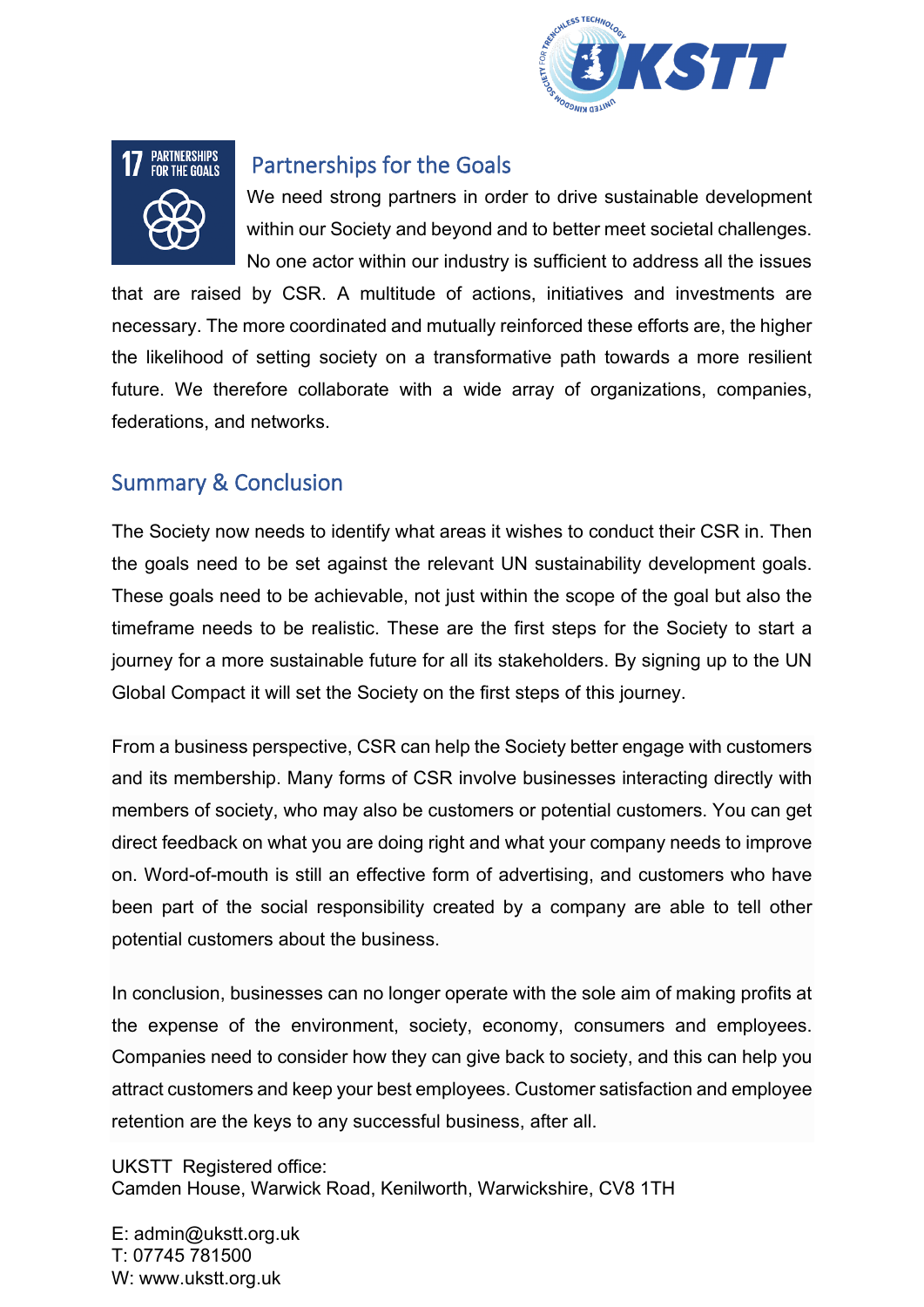## Partnerships for the Goals

We need strong partners in order to drive sustainable development within our Society and beyond and to better meet societal challenges. No one actor within our industry is sufficient to address all the issues that are raised by CSR. A multitude of actions, initiatives and investments are necessary. The more coordinated and mutually reinforced these efforts are, the higher the likelihood of setting society on a transformative path towards a more resilient future. We therefore collaborate with a wide array of organizations, companies, federations, and networks.

## Summary & Conclusion

The Society now needs to identify what areas it wishes to conduct their CSR in. Then the goals need to be set against the relevant UN sustainability development goals. These goals need to be achievable, not just within the scope of the goal but also the timeframe needs to be realistic. These are the first steps for the Society to start a journey for a more sustainable future for all its stakeholders. By signing up to the UN Global Compact it will set the Society on the first steps of this journey.

From a business perspective, CSR can help the Society better engage with customers and its membership. Many forms of CSR involve businesses interacting directly with members of society, who may also be customers or potential customers. You can get direct feedback on what you are doing right and what your company needs to improve on. Word-of-mouth is still an effective form of advertising, and customers who have been part of the social responsibility created by a company are able to tell other potential customers about the business.

In conclusion, businesses can no longer operate with the sole aim of making profits at the expense of the environment, society, economy, consumers and employees. Companies need to consider how they can give back to society, and this can help you attract customers and keep your best employees. Customer satisfaction and employee retention are the keys to any successful business, after all.

UKSTT Registered office:
Camden House, Warwick Road, Kenilworth, Warwickshire, CV8 1TH

E: admin@ukstt.org.uk
T: 07745 781500
W: www.ukstt.org.uk